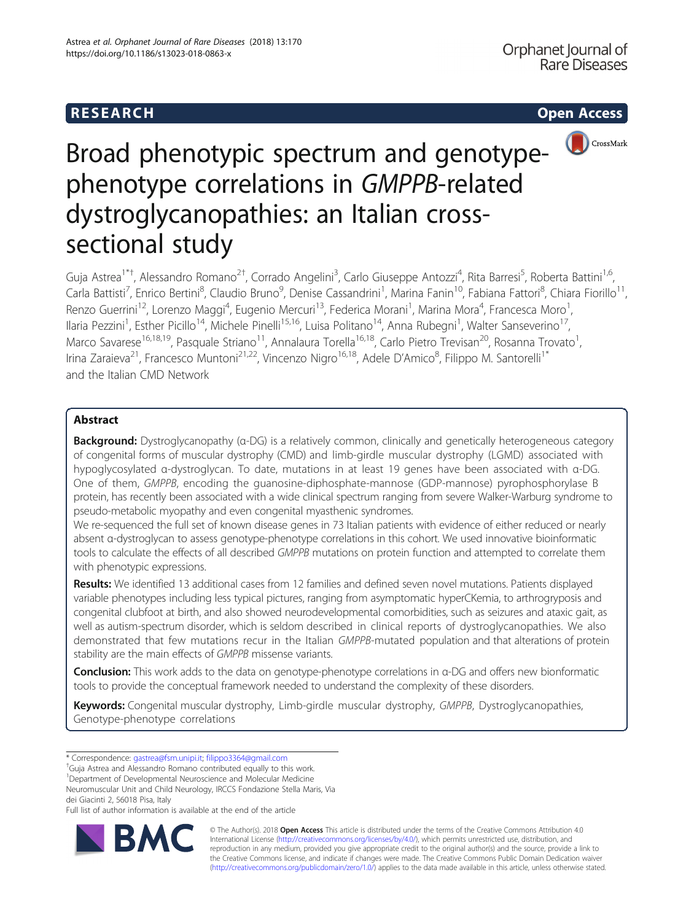RESEARCH Open Access

# Broad phenotypic spectrum and genotype-phenotype correlations in *GMPPB*-related dystroglycanopathies: an Italian cross-sectional study

Guja Astrea[1*†], Alessandro Romano[2†], Corrado Angelini[3], Carlo Giuseppe Antozzi[4], Rita Barresi[5], Roberta Battini[1,6], Carla Battisti[7], Enrico Bertini[8], Claudio Bruno[9], Denise Cassandrini[1], Marina Fanin[10], Fabiana Fattori[8], Chiara Fiorillo[11], Renzo Guerrini[12], Lorenzo Maggi[4], Eugenio Mercuri[13], Federica Morani[1], Marina Mora[4], Francesca Moro[1], Ilaria Pezzini[1], Esther Picillo[14], Michele Pinelli[15,16], Luisa Politano[14], Anna Rubegni[1], Walter Sanseverino[17], Marco Savarese[16,18,19], Pasquale Striano[11], Annalaura Torella[16,18], Carlo Pietro Trevisan[20], Rosanna Trovato[1], Irina Zaraieva[21], Francesco Muntoni[21,22], Vincenzo Nigro[16,18], Adele D'Amico[8], Filippo M. Santorelli[1*] and the Italian CMD Network

## Abstract

**Background:** Dystroglycanopathy (α-DG) is a relatively common, clinically and genetically heterogeneous category of congenital forms of muscular dystrophy (CMD) and limb-girdle muscular dystrophy (LGMD) associated with hypoglycosylated α-dystroglycan. To date, mutations in at least 19 genes have been associated with α-DG. One of them, *GMPPB*, encoding the guanosine-diphosphate-mannose (GDP-mannose) pyrophosphorylase B protein, has recently been associated with a wide clinical spectrum ranging from severe Walker-Warburg syndrome to pseudo-metabolic myopathy and even congenital myasthenic syndromes.

We re-sequenced the full set of known disease genes in 73 Italian patients with evidence of either reduced or nearly absent α-dystroglycan to assess genotype-phenotype correlations in this cohort. We used innovative bioinformatic tools to calculate the effects of all described *GMPPB* mutations on protein function and attempted to correlate them with phenotypic expressions.

**Results:** We identified 13 additional cases from 12 families and defined seven novel mutations. Patients displayed variable phenotypes including less typical pictures, ranging from asymptomatic hyperCKemia, to arthrogryposis and congenital clubfoot at birth, and also showed neurodevelopmental comorbidities, such as seizures and ataxic gait, as well as autism-spectrum disorder, which is seldom described in clinical reports of dystroglycanopathies. We also demonstrated that few mutations recur in the Italian *GMPPB*-mutated population and that alterations of protein stability are the main effects of *GMPPB* missense variants.

**Conclusion:** This work adds to the data on genotype-phenotype correlations in α-DG and offers new bionformatic tools to provide the conceptual framework needed to understand the complexity of these disorders.

**Keywords:** Congenital muscular dystrophy, Limb-girdle muscular dystrophy, *GMPPB*, Dystroglycanopathies, Genotype-phenotype correlations

---

\* Correspondence: gastrea@fsm.unipi.it; filippo3364@gmail.com

†Guja Astrea and Alessandro Romano contributed equally to this work.

[1]Department of Developmental Neuroscience and Molecular Medicine Neuromuscular Unit and Child Neurology, IRCCS Fondazione Stella Maris, Via dei Giacinti 2, 56018 Pisa, Italy

Full list of author information is available at the end of the article

© The Author(s). 2018 **Open Access** This article is distributed under the terms of the Creative Commons Attribution 4.0 International License (http://creativecommons.org/licenses/by/4.0/), which permits unrestricted use, distribution, and reproduction in any medium, provided you give appropriate credit to the original author(s) and the source, provide a link to the Creative Commons license, and indicate if changes were made. The Creative Commons Public Domain Dedication waiver (http://creativecommons.org/publicdomain/zero/1.0/) applies to the data made available in this article, unless otherwise stated.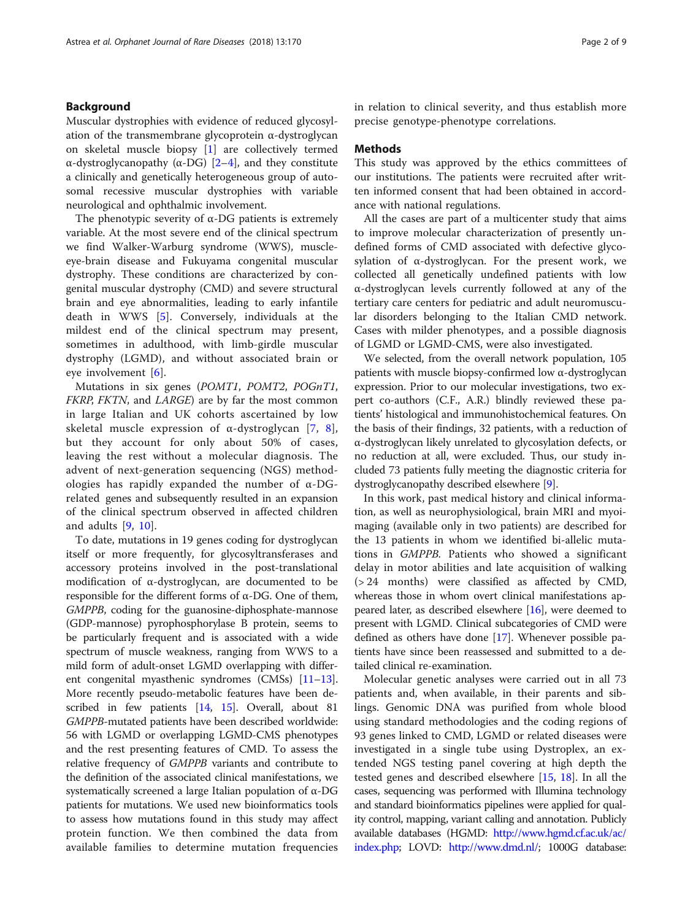## Background

Muscular dystrophies with evidence of reduced glycosylation of the transmembrane glycoprotein α-dystroglycan on skeletal muscle biopsy [1] are collectively termed α-dystroglycanopathy (α-DG) [2–4], and they constitute a clinically and genetically heterogeneous group of autosomal recessive muscular dystrophies with variable neurological and ophthalmic involvement.

The phenotypic severity of α-DG patients is extremely variable. At the most severe end of the clinical spectrum we find Walker-Warburg syndrome (WWS), muscle-eye-brain disease and Fukuyama congenital muscular dystrophy. These conditions are characterized by congenital muscular dystrophy (CMD) and severe structural brain and eye abnormalities, leading to early infantile death in WWS [5]. Conversely, individuals at the mildest end of the clinical spectrum may present, sometimes in adulthood, with limb-girdle muscular dystrophy (LGMD), and without associated brain or eye involvement [6].

Mutations in six genes (*POMT1*, *POMT2*, *POGnT1*, *FKRP*, *FKTN*, and *LARGE*) are by far the most common in large Italian and UK cohorts ascertained by low skeletal muscle expression of α-dystroglycan [7, 8], but they account for only about 50% of cases, leaving the rest without a molecular diagnosis. The advent of next-generation sequencing (NGS) methodologies has rapidly expanded the number of α-DG-related genes and subsequently resulted in an expansion of the clinical spectrum observed in affected children and adults [9, 10].

To date, mutations in 19 genes coding for dystroglycan itself or more frequently, for glycosyltransferases and accessory proteins involved in the post-translational modification of α-dystroglycan, are documented to be responsible for the different forms of α-DG. One of them, *GMPPB*, coding for the guanosine-diphosphate-mannose (GDP-mannose) pyrophosphorylase B protein, seems to be particularly frequent and is associated with a wide spectrum of muscle weakness, ranging from WWS to a mild form of adult-onset LGMD overlapping with different congenital myasthenic syndromes (CMSs) [11–13]. More recently pseudo-metabolic features have been described in few patients [14, 15]. Overall, about 81 *GMPPB*-mutated patients have been described worldwide: 56 with LGMD or overlapping LGMD-CMS phenotypes and the rest presenting features of CMD. To assess the relative frequency of *GMPPB* variants and contribute to the definition of the associated clinical manifestations, we systematically screened a large Italian population of α-DG patients for mutations. We used new bioinformatics tools to assess how mutations found in this study may affect protein function. We then combined the data from available families to determine mutation frequencies in relation to clinical severity, and thus establish more precise genotype-phenotype correlations.

## Methods

This study was approved by the ethics committees of our institutions. The patients were recruited after written informed consent that had been obtained in accordance with national regulations.

All the cases are part of a multicenter study that aims to improve molecular characterization of presently undefined forms of CMD associated with defective glycosylation of α-dystroglycan. For the present work, we collected all genetically undefined patients with low α-dystroglycan levels currently followed at any of the tertiary care centers for pediatric and adult neuromuscular disorders belonging to the Italian CMD network. Cases with milder phenotypes, and a possible diagnosis of LGMD or LGMD-CMS, were also investigated.

We selected, from the overall network population, 105 patients with muscle biopsy-confirmed low α-dystroglycan expression. Prior to our molecular investigations, two expert co-authors (C.F., A.R.) blindly reviewed these patients' histological and immunohistochemical features. On the basis of their findings, 32 patients, with a reduction of α-dystroglycan likely unrelated to glycosylation defects, or no reduction at all, were excluded. Thus, our study included 73 patients fully meeting the diagnostic criteria for dystroglycanopathy described elsewhere [9].

In this work, past medical history and clinical information, as well as neurophysiological, brain MRI and myoimaging (available only in two patients) are described for the 13 patients in whom we identified bi-allelic mutations in *GMPPB*. Patients who showed a significant delay in motor abilities and late acquisition of walking (> 24 months) were classified as affected by CMD, whereas those in whom overt clinical manifestations appeared later, as described elsewhere [16], were deemed to present with LGMD. Clinical subcategories of CMD were defined as others have done [17]. Whenever possible patients have since been reassessed and submitted to a detailed clinical re-examination.

Molecular genetic analyses were carried out in all 73 patients and, when available, in their parents and siblings. Genomic DNA was purified from whole blood using standard methodologies and the coding regions of 93 genes linked to CMD, LGMD or related diseases were investigated in a single tube using Dystroplex, an extended NGS testing panel covering at high depth the tested genes and described elsewhere [15, 18]. In all the cases, sequencing was performed with Illumina technology and standard bioinformatics pipelines were applied for quality control, mapping, variant calling and annotation. Publicly available databases (HGMD: http://www.hgmd.cf.ac.uk/ac/index.php; LOVD: http://www.dmd.nl/; 1000G database: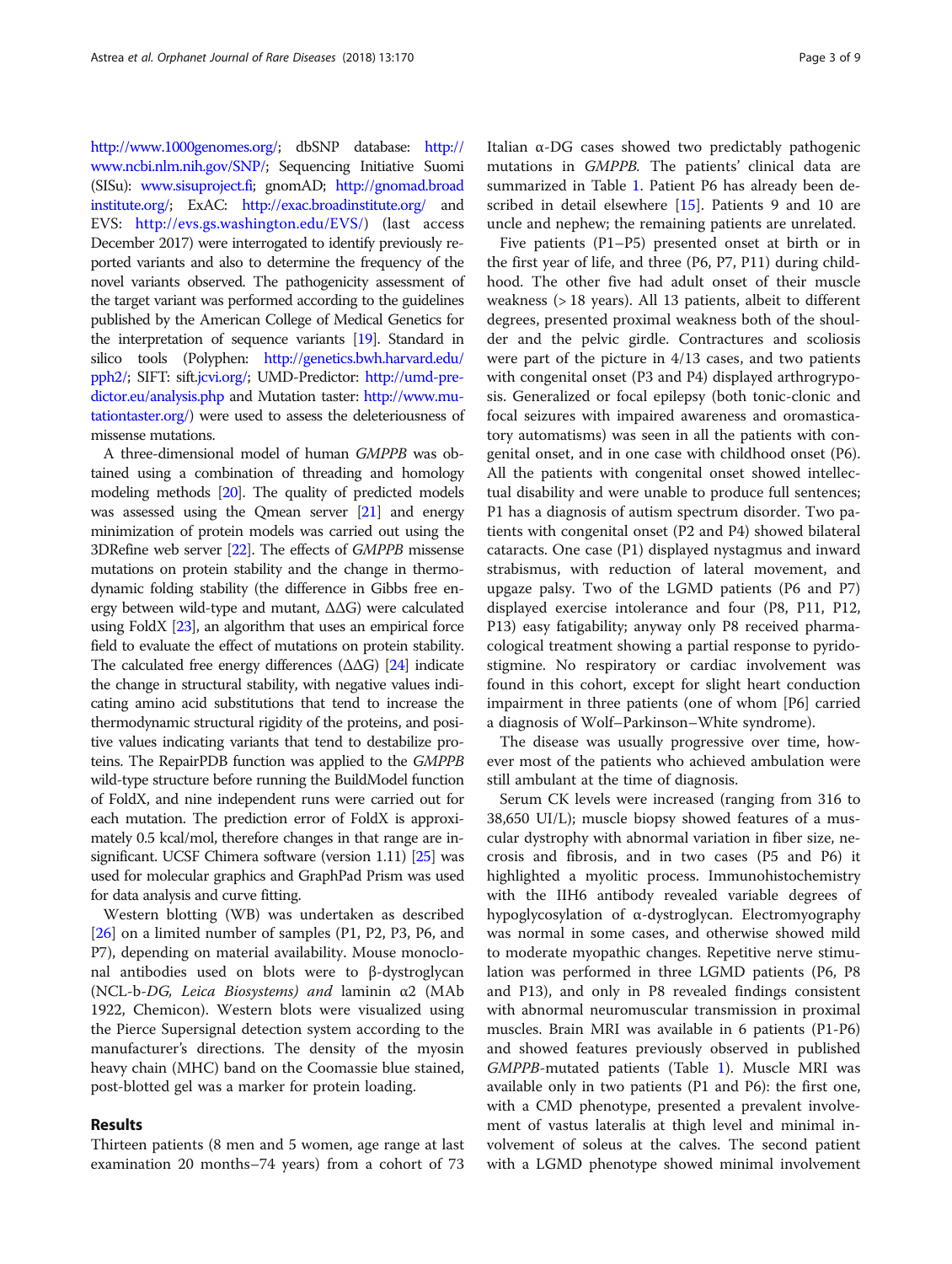http://www.1000genomes.org/; dbSNP database: http://www.ncbi.nlm.nih.gov/SNP/; Sequencing Initiative Suomi (SISu): www.sisuproject.fi; gnomAD; http://gnomad.broadinstitute.org/; ExAC: http://exac.broadinstitute.org/ and EVS: http://evs.gs.washington.edu/EVS/) (last access December 2017) were interrogated to identify previously reported variants and also to determine the frequency of the novel variants observed. The pathogenicity assessment of the target variant was performed according to the guidelines published by the American College of Medical Genetics for the interpretation of sequence variants [19]. Standard in silico tools (Polyphen: http://genetics.bwh.harvard.edu/pph2/; SIFT: sift.jcvi.org/; UMD-Predictor: http://umd-predictor.eu/analysis.php and Mutation taster: http://www.mutationtaster.org/) were used to assess the deleteriousness of missense mutations.

A three-dimensional model of human *GMPPB* was obtained using a combination of threading and homology modeling methods [20]. The quality of predicted models was assessed using the Qmean server [21] and energy minimization of protein models was carried out using the 3DRefine web server [22]. The effects of *GMPPB* missense mutations on protein stability and the change in thermodynamic folding stability (the difference in Gibbs free energy between wild-type and mutant, $\Delta\Delta G$) were calculated using FoldX [23], an algorithm that uses an empirical force field to evaluate the effect of mutations on protein stability. The calculated free energy differences ($\Delta\Delta G$) [24] indicate the change in structural stability, with negative values indicating amino acid substitutions that tend to increase the thermodynamic structural rigidity of the proteins, and positive values indicating variants that tend to destabilize proteins. The RepairPDB function was applied to the *GMPPB* wild-type structure before running the BuildModel function of FoldX, and nine independent runs were carried out for each mutation. The prediction error of FoldX is approximately 0.5 kcal/mol, therefore changes in that range are insignificant. UCSF Chimera software (version 1.11) [25] was used for molecular graphics and GraphPad Prism was used for data analysis and curve fitting.

Western blotting (WB) was undertaken as described [26] on a limited number of samples (P1, P2, P3, P6, and P7), depending on material availability. Mouse monoclonal antibodies used on blots were to β-dystroglycan (NCL-b-*DG, Leica Biosystems) and* laminin α2 (MAb 1922, Chemicon). Western blots were visualized using the Pierce Supersignal detection system according to the manufacturer's directions. The density of the myosin heavy chain (MHC) band on the Coomassie blue stained, post-blotted gel was a marker for protein loading.

## Results

Thirteen patients (8 men and 5 women, age range at last examination 20 months–74 years) from a cohort of 73 Italian α-DG cases showed two predictably pathogenic mutations in *GMPPB*. The patients' clinical data are summarized in Table 1. Patient P6 has already been described in detail elsewhere [15]. Patients 9 and 10 are uncle and nephew; the remaining patients are unrelated.

Five patients (P1–P5) presented onset at birth or in the first year of life, and three (P6, P7, P11) during childhood. The other five had adult onset of their muscle weakness (> 18 years). All 13 patients, albeit to different degrees, presented proximal weakness both of the shoulder and the pelvic girdle. Contractures and scoliosis were part of the picture in 4/13 cases, and two patients with congenital onset (P3 and P4) displayed arthrogryposis. Generalized or focal epilepsy (both tonic-clonic and focal seizures with impaired awareness and oromasticatory automatisms) was seen in all the patients with congenital onset, and in one case with childhood onset (P6). All the patients with congenital onset showed intellectual disability and were unable to produce full sentences; P1 has a diagnosis of autism spectrum disorder. Two patients with congenital onset (P2 and P4) showed bilateral cataracts. One case (P1) displayed nystagmus and inward strabismus, with reduction of lateral movement, and upgaze palsy. Two of the LGMD patients (P6 and P7) displayed exercise intolerance and four (P8, P11, P12, P13) easy fatigability; anyway only P8 received pharmacological treatment showing a partial response to pyridostigmine. No respiratory or cardiac involvement was found in this cohort, except for slight heart conduction impairment in three patients (one of whom [P6] carried a diagnosis of Wolf–Parkinson–White syndrome).

The disease was usually progressive over time, however most of the patients who achieved ambulation were still ambulant at the time of diagnosis.

Serum CK levels were increased (ranging from 316 to 38,650 UI/L); muscle biopsy showed features of a muscular dystrophy with abnormal variation in fiber size, necrosis and fibrosis, and in two cases (P5 and P6) it highlighted a myolitic process. Immunohistochemistry with the IIH6 antibody revealed variable degrees of hypoglycosylation of α-dystroglycan. Electromyography was normal in some cases, and otherwise showed mild to moderate myopathic changes. Repetitive nerve stimulation was performed in three LGMD patients (P6, P8 and P13), and only in P8 revealed findings consistent with abnormal neuromuscular transmission in proximal muscles. Brain MRI was available in 6 patients (P1-P6) and showed features previously observed in published *GMPPB*-mutated patients (Table 1). Muscle MRI was available only in two patients (P1 and P6): the first one, with a CMD phenotype, presented a prevalent involvement of vastus lateralis at thigh level and minimal involvement of soleus at the calves. The second patient with a LGMD phenotype showed minimal involvement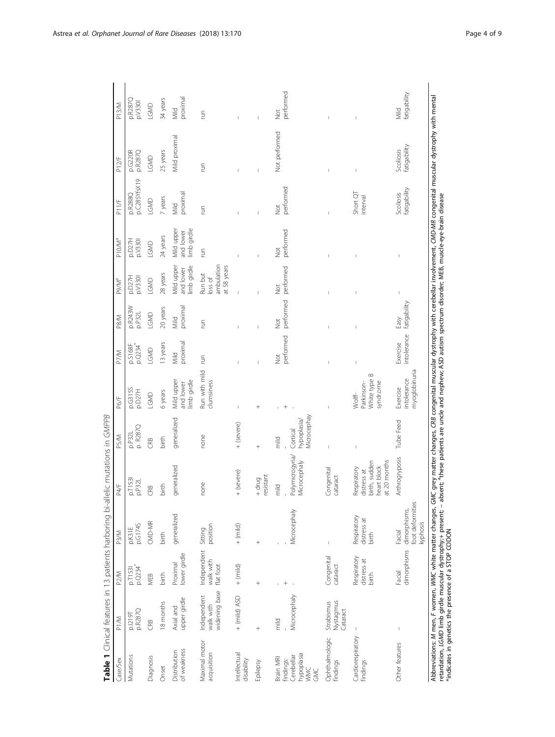**Table 1** Clinical features in 13 patients harboring bi-allelic mutations in *GMPPB*

| Case/Sex | P1/M | P2/M | P3/M | P4/F | P5/M | P6/F | P7/M | P8/M | P9/M[a] | P10/M[a] | P11/F | P12/F | P13/M |
|---|---|---|---|---|---|---|---|---|---|---|---|---|---|
| Mutations | p.I219T p.R287Q | p.T153I p.Q234* | p.K31E p.G174S | p.T153I p.P32L | p.P32L p. R287Q | p.G315S p.D27H | p.S168F p.Q234* | p.R243W p.P32L | p.D27H p.V330I | p.D27H p.V330I | p.R288Q p.C285YfsX19 | p.G220R p.R287Q | p.R287Q p.V330I |
| Diagnosis | CRB | MEB | CMD-MR | CRB | CRB | LGMD | LGMD | LGMD | LGMD | LGMD | LGMD | LGMD | LGMD |
| Onset | 18 months | birth | birth | birth | birth | 6 years | 13 years | 20 years | 28 years | 24 years | 7 years | 25 years | 34 years |
| Distribution of weakness | Axial and upper girdle | Proximal lower girdle | generalized | generalized | generalized | Mild upper and lower limb girdle | Mild proximal | Mild proximal | Mild upper and lower limb girdle | Mild upper and lower limb girdle | Mild proximal | Mild proximal | Mild proximal |
| Maximal motor acquisition | Independent walk with widening base | Independent walk with flat foot | Sitting position | none | none | Run with mild clumsiness | run | run | Run but loss of ambulation at 58 years | run | run | run | run |
| Intellectual disability | + (mild) ASD | + (mild) | + (mild) | + (severe) | + (severe) | – | – | – | – | – | – | – | – |
| Epilepsy | + | + | + | + drug resistant | + | + | – | – | – | – | – | – | – |
| Brain MRI findings: Cerebellar hypoplasia WMC GMC | mild - Microcephaly | - + - | - - Microcephaly | mild - Polymicrogyria/ Microcephaly | mild - Cortical hypoplasia/ Microcephay | - + - | Not performed | Not performed | Not performed | Not performed | Not performed | Not performed | Not performed |
| Ophthalmologic findings | Strabismus Nystagmus Cataract | Congenital cataract | – | Congenital cataract | – | – | – | – | – | – | – | – | – |
| Cardiorespiratory findings | – | Respiratory distress at birth | Respiratory distress at birth | Respiratory distress at birth, sudden heart block at 20 months | – | Wolff-Parkinson-White type B syndrome | – | – | – | – | Short QT interval | – | – |
| Other features | – | Facial dimorphisms | Facial dimorphisms, foot deformities kyphosis | Arthrogryposis | Tube Feed | Exercise intolerance myoglobinuria | Exercise intolerance | Easy fatigability | – | – | Scoliosis fatigability | Scoliosis fatigability | Mild fatigability |

Abbreviations: *M* men, *F* women, *WMC* white matter changes, *GMC* grey matter changes, *CRB* congenital muscular dystrophy with cerebellar involvement, *CMD-MR* congenital muscular dystrophy with mental retardation, *LGMD* limb girdle muscular dystrophy;+ present; – absent; [a]these patients are uncle and nephew; ASD autism spectrum disorder; MEB, muscle-eye-brain disease
*indicates in genetics the presence of a STOP CODON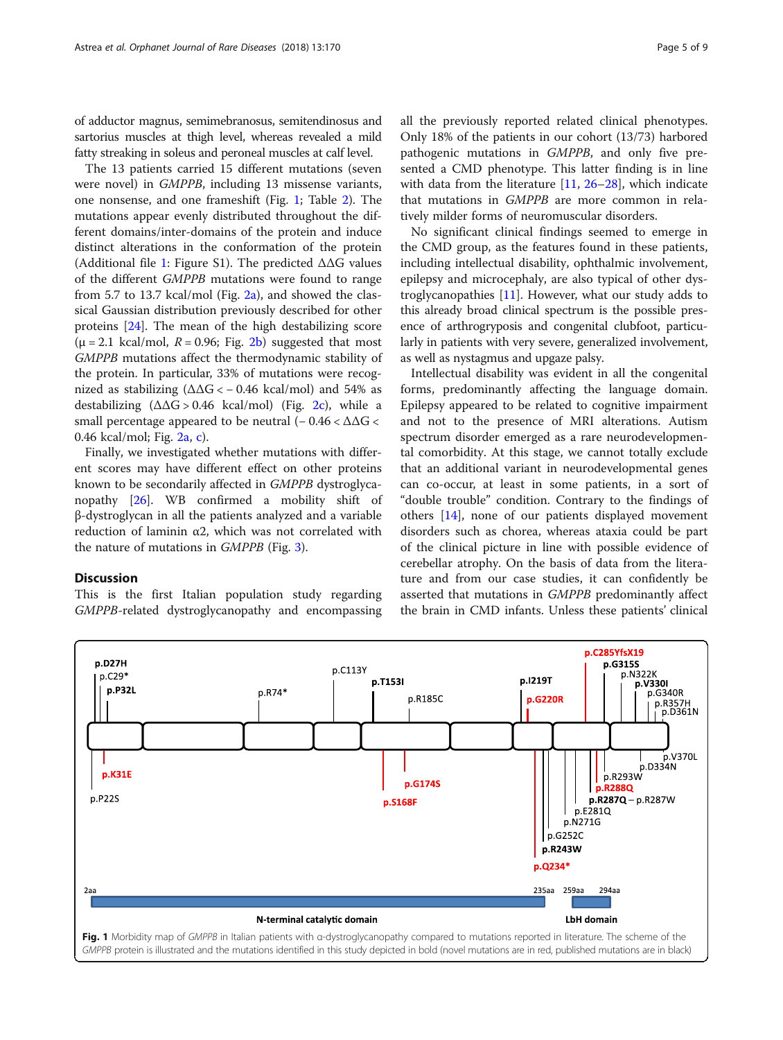of adductor magnus, semimebranosus, semitendinosus and sartorius muscles at thigh level, whereas revealed a mild fatty streaking in soleus and peroneal muscles at calf level.

The 13 patients carried 15 different mutations (seven were novel) in *GMPPB*, including 13 missense variants, one nonsense, and one frameshift (Fig. 1; Table 2). The mutations appear evenly distributed throughout the different domains/inter-domains of the protein and induce distinct alterations in the conformation of the protein (Additional file 1: Figure S1). The predicted ΔΔG values of the different *GMPPB* mutations were found to range from 5.7 to 13.7 kcal/mol (Fig. 2a), and showed the classical Gaussian distribution previously described for other proteins [24]. The mean of the high destabilizing score ($\mu = 2.1$ kcal/mol, $R = 0.96$; Fig. 2b) suggested that most *GMPPB* mutations affect the thermodynamic stability of the protein. In particular, 33% of mutations were recognized as stabilizing ($\Delta\Delta G < -0.46$ kcal/mol) and 54% as destabilizing ($\Delta\Delta G > 0.46$ kcal/mol) (Fig. 2c), while a small percentage appeared to be neutral ($-0.46 < \Delta\Delta G < 0.46$ kcal/mol; Fig. 2a, c).

Finally, we investigated whether mutations with different scores may have different effect on other proteins known to be secondarily affected in *GMPPB* dystroglycanopathy [26]. WB confirmed a mobility shift of β-dystroglycan in all the patients analyzed and a variable reduction of laminin α2, which was not correlated with the nature of mutations in *GMPPB* (Fig. 3).

## Discussion

This is the first Italian population study regarding *GMPPB*-related dystroglycanopathy and encompassing all the previously reported related clinical phenotypes. Only 18% of the patients in our cohort (13/73) harbored pathogenic mutations in *GMPPB*, and only five presented a CMD phenotype. This latter finding is in line with data from the literature [11, 26–28], which indicate that mutations in *GMPPB* are more common in relatively milder forms of neuromuscular disorders.

No significant clinical findings seemed to emerge in the CMD group, as the features found in these patients, including intellectual disability, ophthalmic involvement, epilepsy and microcephaly, are also typical of other dystroglycanopathies [11]. However, what our study adds to this already broad clinical spectrum is the possible presence of arthrogryposis and congenital clubfoot, particularly in patients with very severe, generalized involvement, as well as nystagmus and upgaze palsy.

Intellectual disability was evident in all the congenital forms, predominantly affecting the language domain. Epilepsy appeared to be related to cognitive impairment and not to the presence of MRI alterations. Autism spectrum disorder emerged as a rare neurodevelopmental comorbidity. At this stage, we cannot totally exclude that an additional variant in neurodevelopmental genes can co-occur, at least in some patients, in a sort of "double trouble" condition. Contrary to the findings of others [14], none of our patients displayed movement disorders such as chorea, whereas ataxia could be part of the clinical picture in line with possible evidence of cerebellar atrophy. On the basis of data from the literature and from our case studies, it can confidently be asserted that mutations in *GMPPB* predominantly affect the brain in CMD infants. Unless these patients' clinical

**Fig. 1** Morbidity map of *GMPPB* in Italian patients with α-dystroglycanopathy compared to mutations reported in literature. The scheme of the *GMPPB* protein is illustrated and the mutations identified in this study depicted in bold (novel mutations are in red, published mutations are in black)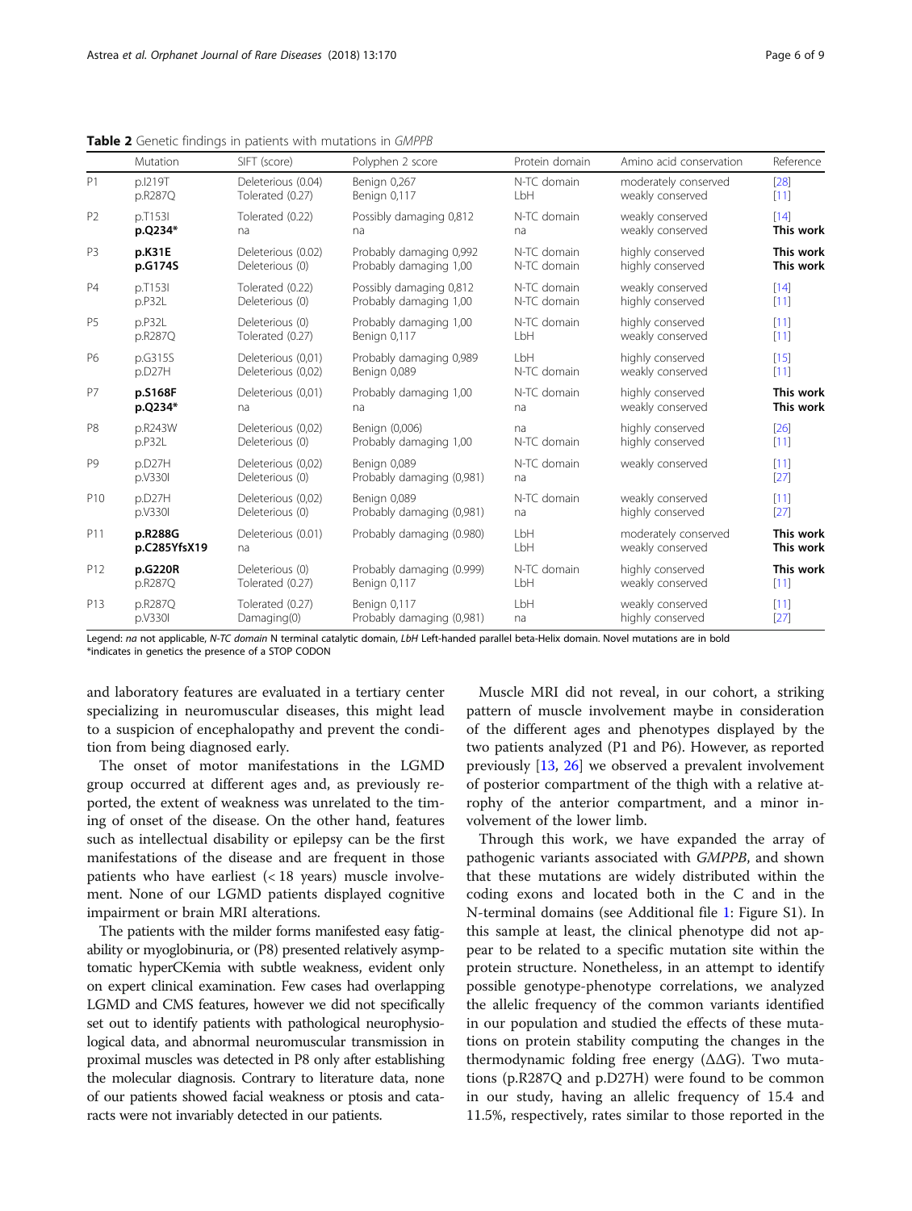**Table 2** Genetic findings in patients with mutations in *GMPPB*

| | Mutation | SIFT (score) | Polyphen 2 score | Protein domain | Amino acid conservation | Reference |
|---|---|---|---|---|---|---|
| P1 | p.I219T<br>p.R287Q | Deleterious (0.04)<br>Tolerated (0.27) | Benign 0,267<br>Benign 0,117 | N-TC domain<br>LbH | moderately conserved<br>weakly conserved | [28]<br>[11] |
| P2 | p.T153I<br>**p.Q234*** | Tolerated (0.22)<br>na | Possibly damaging 0,812<br>na | N-TC domain<br>na | weakly conserved<br>weakly conserved | [14]<br>**This work** |
| P3 | **p.K31E**<br>**p.G174S** | Deleterious (0.02)<br>Deleterious (0) | Probably damaging 0,992<br>Probably damaging 1,00 | N-TC domain<br>N-TC domain | highly conserved<br>highly conserved | **This work**<br>**This work** |
| P4 | p.T153I<br>p.P32L | Tolerated (0.22)<br>Deleterious (0) | Possibly damaging 0,812<br>Probably damaging 1,00 | N-TC domain<br>N-TC domain | weakly conserved<br>highly conserved | [14]<br>[11] |
| P5 | p.P32L<br>p.R287Q | Deleterious (0)<br>Tolerated (0.27) | Probably damaging 1,00<br>Benign 0,117 | N-TC domain<br>LbH | highly conserved<br>weakly conserved | [11]<br>[11] |
| P6 | p.G315S<br>p.D27H | Deleterious (0,01)<br>Deleterious (0,02) | Probably damaging 0,989<br>Benign 0,089 | LbH<br>N-TC domain | highly conserved<br>weakly conserved | [15]<br>[11] |
| P7 | **p.S168F**<br>**p.Q234*** | Deleterious (0,01)<br>na | Probably damaging 1,00<br>na | N-TC domain<br>na | highly conserved<br>weakly conserved | **This work**<br>**This work** |
| P8 | p.R243W<br>p.P32L | Deleterious (0,02)<br>Deleterious (0) | Benign (0,006)<br>Probably damaging 1,00 | na<br>N-TC domain | highly conserved<br>highly conserved | [26]<br>[11] |
| P9 | p.D27H<br>p.V330I | Deleterious (0,02)<br>Deleterious (0) | Benign 0,089<br>Probably damaging (0,981) | N-TC domain<br>na | weakly conserved | [11]<br>[27] |
| P10 | p.D27H<br>p.V330I | Deleterious (0,02)<br>Deleterious (0) | Benign 0,089<br>Probably damaging (0,981) | N-TC domain<br>na | weakly conserved<br>highly conserved | [11]<br>[27] |
| P11 | **p.R288G**<br>**p.C285YfsX19** | Deleterious (0.01)<br>na | Probably damaging (0.980) | LbH<br>LbH | moderately conserved<br>weakly conserved | **This work**<br>**This work** |
| P12 | **p.G220R**<br>p.R287Q | Deleterious (0)<br>Tolerated (0.27) | Probably damaging (0.999)<br>Benign 0,117 | N-TC domain<br>LbH | highly conserved<br>weakly conserved | **This work**<br>[11] |
| P13 | p.R287Q<br>p.V330I | Tolerated (0.27)<br>Damaging(0) | Benign 0,117<br>Probably damaging (0,981) | LbH<br>na | weakly conserved<br>highly conserved | [11]<br>[27] |

Legend: *na* not applicable, *N-TC domain* N terminal catalytic domain, *LbH* Left-handed parallel beta-Helix domain. Novel mutations are in bold
*indicates in genetics the presence of a STOP CODON

and laboratory features are evaluated in a tertiary center specializing in neuromuscular diseases, this might lead to a suspicion of encephalopathy and prevent the condition from being diagnosed early.

The onset of motor manifestations in the LGMD group occurred at different ages and, as previously reported, the extent of weakness was unrelated to the timing of onset of the disease. On the other hand, features such as intellectual disability or epilepsy can be the first manifestations of the disease and are frequent in those patients who have earliest (< 18 years) muscle involvement. None of our LGMD patients displayed cognitive impairment or brain MRI alterations.

The patients with the milder forms manifested easy fatigability or myoglobinuria, or (P8) presented relatively asymptomatic hyperCKemia with subtle weakness, evident only on expert clinical examination. Few cases had overlapping LGMD and CMS features, however we did not specifically set out to identify patients with pathological neurophysiological data, and abnormal neuromuscular transmission in proximal muscles was detected in P8 only after establishing the molecular diagnosis. Contrary to literature data, none of our patients showed facial weakness or ptosis and cataracts were not invariably detected in our patients.

Muscle MRI did not reveal, in our cohort, a striking pattern of muscle involvement maybe in consideration of the different ages and phenotypes displayed by the two patients analyzed (P1 and P6). However, as reported previously [13, 26] we observed a prevalent involvement of posterior compartment of the thigh with a relative atrophy of the anterior compartment, and a minor involvement of the lower limb.

Through this work, we have expanded the array of pathogenic variants associated with *GMPPB*, and shown that these mutations are widely distributed within the coding exons and located both in the C and in the N-terminal domains (see Additional file 1: Figure S1). In this sample at least, the clinical phenotype did not appear to be related to a specific mutation site within the protein structure. Nonetheless, in an attempt to identify possible genotype-phenotype correlations, we analyzed the allelic frequency of the common variants identified in our population and studied the effects of these mutations on protein stability computing the changes in the thermodynamic folding free energy (ΔΔG). Two mutations (p.R287Q and p.D27H) were found to be common in our study, having an allelic frequency of 15.4 and 11.5%, respectively, rates similar to those reported in the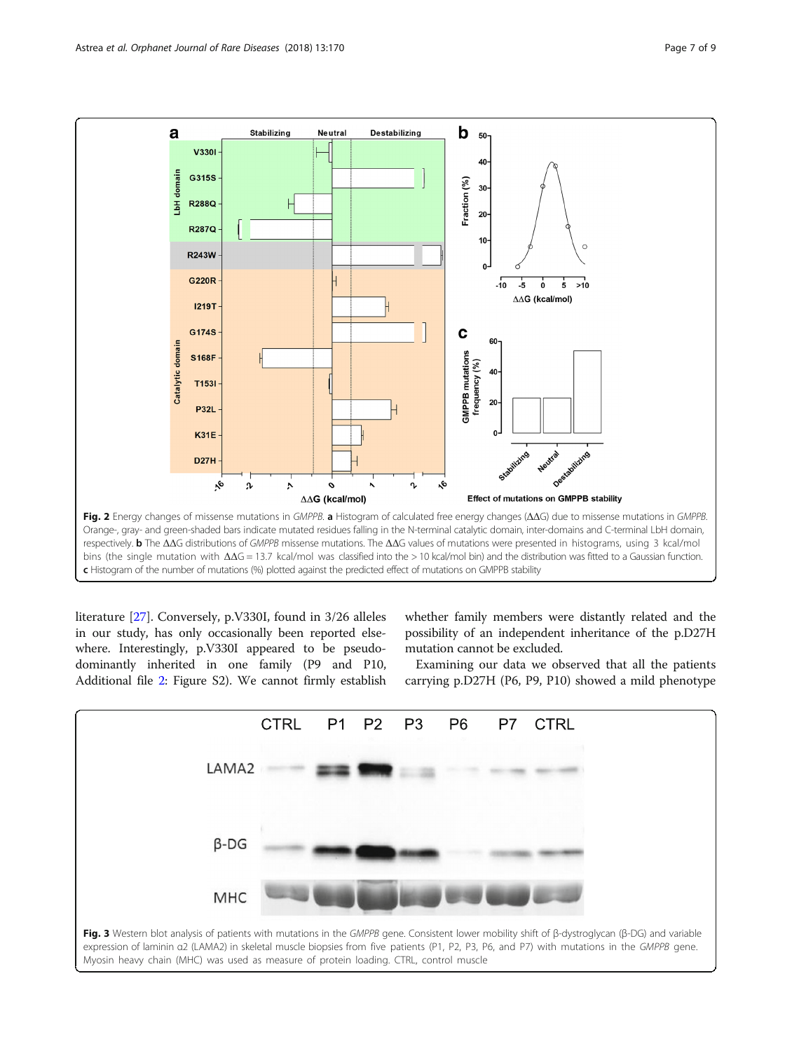**Fig. 2** Energy changes of missense mutations in *GMPPB*. **a** Histogram of calculated free energy changes (ΔΔG) due to missense mutations in *GMPPB*. Orange-, gray- and green-shaded bars indicate mutated residues falling in the N-terminal catalytic domain, inter-domains and C-terminal LbH domain, respectively. **b** The ΔΔG distributions of *GMPPB* missense mutations. The ΔΔG values of mutations were presented in histograms, using 3 kcal/mol bins (the single mutation with ΔΔG = 13.7 kcal/mol was classified into the > 10 kcal/mol bin) and the distribution was fitted to a Gaussian function. **c** Histogram of the number of mutations (%) plotted against the predicted effect of mutations on GMPPB stability

literature [27]. Conversely, p.V330I, found in 3/26 alleles in our study, has only occasionally been reported elsewhere. Interestingly, p.V330I appeared to be pseudo-dominantly inherited in one family (P9 and P10, Additional file 2: Figure S2). We cannot firmly establish whether family members were distantly related and the possibility of an independent inheritance of the p.D27H mutation cannot be excluded.

Examining our data we observed that all the patients carrying p.D27H (P6, P9, P10) showed a mild phenotype

**Fig. 3** Western blot analysis of patients with mutations in the *GMPPB* gene. Consistent lower mobility shift of β-dystroglycan (β-DG) and variable expression of laminin α2 (LAMA2) in skeletal muscle biopsies from five patients (P1, P2, P3, P6, and P7) with mutations in the *GMPPB* gene. Myosin heavy chain (MHC) was used as measure of protein loading. CTRL, control muscle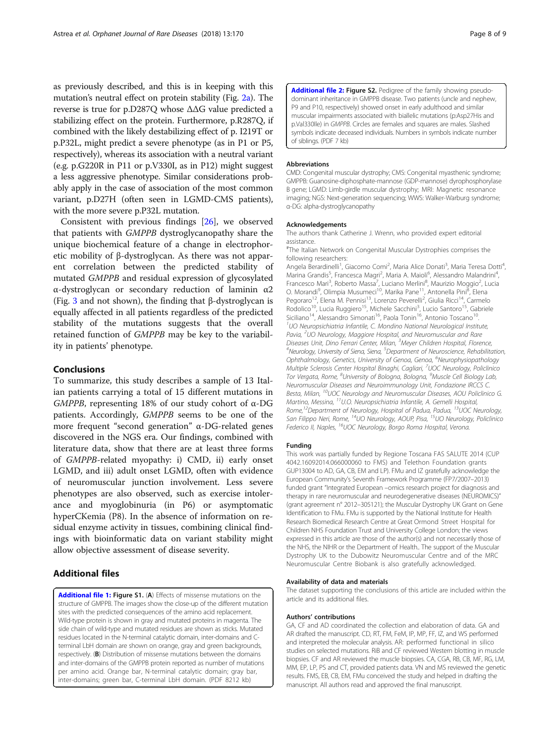as previously described, and this is in keeping with this mutation's neutral effect on protein stability (Fig. 2a). The reverse is true for p.D287Q whose ΔΔG value predicted a stabilizing effect on the protein. Furthermore, p.R287Q, if combined with the likely destabilizing effect of p. I219T or p.P32L, might predict a severe phenotype (as in P1 or P5, respectively), whereas its association with a neutral variant (e.g. p.G220R in P11 or p.V330I, as in P12) might suggest a less aggressive phenotype. Similar considerations probably apply in the case of association of the most common variant, p.D27H (often seen in LGMD-CMS patients), with the more severe p.P32L mutation.

Consistent with previous findings [26], we observed that patients with *GMPPB* dystroglycanopathy share the unique biochemical feature of a change in electrophoretic mobility of β-dystroglycan. As there was not apparent correlation between the predicted stability of mutated *GMPPB* and residual expression of glycosylated α-dystroglycan or secondary reduction of laminin α2 (Fig. 3 and not shown), the finding that β-dystroglycan is equally affected in all patients regardless of the predicted stability of the mutations suggests that the overall retained function of *GMPPB* may be key to the variability in patients' phenotype.

## Conclusions

To summarize, this study describes a sample of 13 Italian patients carrying a total of 15 different mutations in *GMPPB*, representing 18% of our study cohort of α-DG patients. Accordingly, *GMPPB* seems to be one of the more frequent "second generation" α-DG-related genes discovered in the NGS era. Our findings, combined with literature data, show that there are at least three forms of *GMPPB*-related myopathy: i) CMD, ii) early onset LGMD, and iii) adult onset LGMD, often with evidence of neuromuscular junction involvement. Less severe phenotypes are also observed, such as exercise intolerance and myoglobinuria (in P6) or asymptomatic hyperCKemia (P8). In the absence of information on residual enzyme activity in tissues, combining clinical findings with bioinformatic data on variant stability might allow objective assessment of disease severity.

## Additional files

**Additional file 1: Figure S1.** (**A**) Effects of missense mutations on the structure of GMPPB. The images show the close-up of the different mutation sites with the predicted consequences of the amino acid replacement. Wild-type protein is shown in gray and mutated proteins in magenta. The side chain of wild-type and mutated residues are shown as sticks. Mutated residues located in the N-terminal catalytic domain, inter-domains and C-terminal LbH domain are shown on orange, gray and green backgrounds, respectively. (**B**) Distribution of missense mutations between the domains and inter-domains of the GMPPB protein reported as number of mutations per amino acid. Orange bar, N-terminal catalytic domain; gray bar, inter-domains; green bar, C-terminal LbH domain. (PDF 8212 kb)

**Additional file 2: Figure S2.** Pedigree of the family showing pseudo-dominant inheritance in GMPPB disease. Two patients (uncle and nephew, P9 and P10, respectively) showed onset in early adulthood and similar muscular impairments associated with biallelic mutations (p:Asp27His and p.Val330Ile) in *GMPPB*. Circles are females and squares are males. Slashed symbols indicate deceased individuals. Numbers in symbols indicate number of siblings. (PDF 7 kb)

#### Abbreviations

CMD: Congenital muscular dystrophy; CMS: Congenital myasthenic syndrome; GMPPB: Guanosine-diphosphate-mannose (GDP-mannose) dyrophosphorylase B gene; LGMD: Limb-girdle muscular dystrophy; MRI: Magnetic resonance imaging; NGS: Next-generation sequencing; WWS: Walker-Warburg syndrome; α-DG: alpha-dystroglycanopathy

#### Acknowledgements

The authors thank Catherine J. Wrenn, who provided expert editorial assistance.

[#]The Italian Network on Congenital Muscular Dystrophies comprises the following researchers:

Angela Berardinelli[1], Giacomo Comi[2], Maria Alice Donati[3], Maria Teresa Dotti[4], Marina Grandis[5], Francesca Magri[2], Maria A. Maioli[6], Alessandro Malandrini[4], Francesco Mari[3], Roberto Massa[7], Luciano Merlini[8], Maurizio Moggio[2], Lucia O. Morandi[9], Olimpia Musumeci[10], Marika Pane[11], Antonella Pini[8], Elena Pegoraro[12], Elena M. Pennisi[13], Lorenzo Peverelli[2], Giulia Ricci[14], Carmelo Rodolico[10], Lucia Ruggiero[15], Michele Sacchini[3], Lucio Santoro[15], Gabriele Siciliano[14], Alessandro Simonati[16], Paola Tonin[16], Antonio Toscano[10].

[1]UO Neuropsichiatria Infantile, C. Mondino National Neurological Institute, Pavia, [2]UO Neurology, Maggiore Hospital, and Neuromuscular and Rare Diseases Unit, Dino Ferrari Center, Milan, [3]Meyer Children Hospital, Florence, [4]Neurology, University of Siena, Siena, [5]Department of Neuroscience, Rehabilitation, Ophthalmology, Genetics, University of Genoa, Genoa, [6]Neurophysiopathology Multiple Sclerosis Center Hospital Binaghi, Cagliari, [7]UOC Neurology, Policlinico Tor Vergata, Rome, [8]University of Bologna, Bologna, [9]Muscle Cell Biology Lab, Neuromuscular Diseases and Neuroimmunology Unit, Fondazione IRCCS C. Besta, Milan, [10]UOC Neurology and Neuromuscular Diseases, AOU Policlinico G. Martino, Messina, [11]U.O. Neuropsichiatria Infantile, A. Gemelli Hospital, Rome,[12]Department of Neurology, Hospital of Padua, Padua, [13]UOC Neurology, San Filippo Neri, Rome, [14]UO Neurology, AOUP, Pisa, [15]UO Neurology, Policlinico Federico II, Naples, [16]UOC Neurology, Borgo Roma Hospital, Verona.

#### Funding

This work was partially funded by Regione Toscana FAS SALUTE 2014 (CUP 4042.16092014.066000060 to FMS) and Telethon Foundation grants GUP13004 to AD, GA, CB, EM and LP). FMu and IZ gratefully acknowledge the European Community's Seventh Framework Programme (FP7/2007–2013) funded grant "Integrated European –omics research project for diagnosis and therapy in rare neuromuscular and neurodegenerative diseases (NEUROMICS)" (grant agreement n° 2012–305121); the Muscular Dystrophy UK Grant on Gene Identification to FMu. FMu is supported by the National Institute for Health Research Biomedical Research Centre at Great Ormond Street Hospital for Children NHS Foundation Trust and University College London; the views expressed in this article are those of the author(s) and not necessarily those of the NHS, the NIHR or the Department of Health.. The support of the Muscular Dystrophy UK to the Dubowitz Neuromuscular Centre and of the MRC Neuromuscular Centre Biobank is also gratefully acknowledged.

#### Availability of data and materials

The dataset supporting the conclusions of this article are included within the article and its additional files.

#### Authors' contributions

GA, CF and AD coordinated the collection and elaboration of data. GA and AR drafted the manuscript. CD, RT, FM, FeM, IP, MP, FF, IZ, and WS performed and interpreted the molecular analysis. AR: performed functional in silico studies on selected mutations. RiB and CF reviewed Western blotting in muscle biopsies. CF and AR reviewed the muscle biopsies. CA, CGA, RB, CB, MF, RG, LM, MM, EP, LP, PS and CT, provided patients data. VN and MS reviewed the genetic results. FMS, EB, CB, EM, FMu conceived the study and helped in drafting the manuscript. All authors read and approved the final manuscript.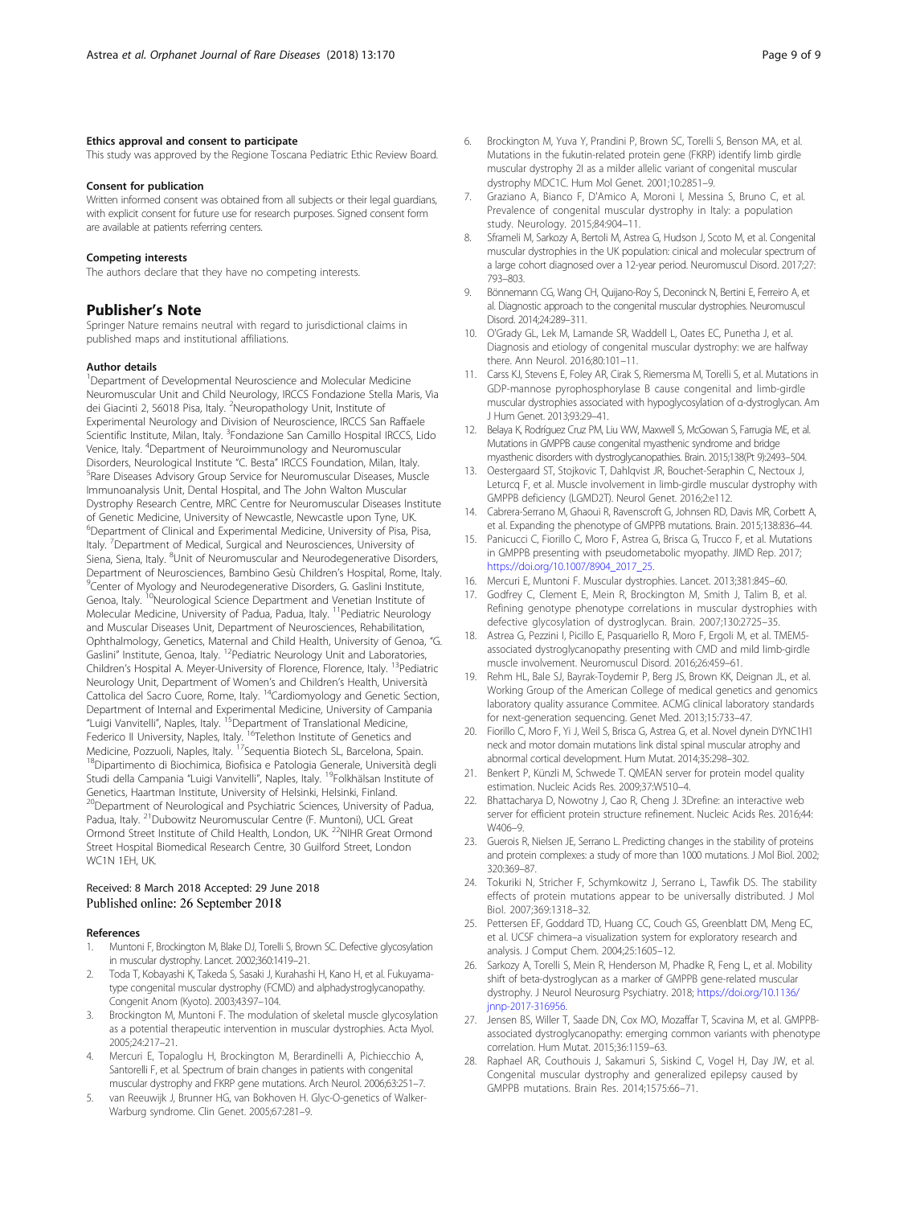#### Ethics approval and consent to participate

This study was approved by the Regione Toscana Pediatric Ethic Review Board.

#### Consent for publication

Written informed consent was obtained from all subjects or their legal guardians, with explicit consent for future use for research purposes. Signed consent form are available at patients referring centers.

#### Competing interests

The authors declare that they have no competing interests.

### Publisher's Note

Springer Nature remains neutral with regard to jurisdictional claims in published maps and institutional affiliations.

#### Author details

[1]Department of Developmental Neuroscience and Molecular Medicine Neuromuscular Unit and Child Neurology, IRCCS Fondazione Stella Maris, Via dei Giacinti 2, 56018 Pisa, Italy. [2]Neuropathology Unit, Institute of Experimental Neurology and Division of Neuroscience, IRCCS San Raffaele Scientific Institute, Milan, Italy. [3]Fondazione San Camillo Hospital IRCCS, Lido Venice, Italy. [4]Department of Neuroimmunology and Neuromuscular Disorders, Neurological Institute "C. Besta" IRCCS Foundation, Milan, Italy. [5]Rare Diseases Advisory Group Service for Neuromuscular Diseases, Muscle Immunoanalysis Unit, Dental Hospital, and The John Walton Muscular Dystrophy Research Centre, MRC Centre for Neuromuscular Diseases Institute of Genetic Medicine, University of Newcastle, Newcastle upon Tyne, UK. [6]Department of Clinical and Experimental Medicine, University of Pisa, Pisa, Italy. [7]Department of Medical, Surgical and Neurosciences, University of Siena, Siena, Italy. [8]Unit of Neuromuscular and Neurodegenerative Disorders, Department of Neurosciences, Bambino Gesù Children's Hospital, Rome, Italy. [9]Center of Myology and Neurodegenerative Disorders, G. Gaslini Institute, Genoa, Italy. [10]Neurological Science Department and Venetian Institute of Molecular Medicine, University of Padua, Padua, Italy. [11]Pediatric Neurology and Muscular Diseases Unit, Department of Neurosciences, Rehabilitation, Ophthalmology, Genetics, Maternal and Child Health, University of Genoa, "G. Gaslini" Institute, Genoa, Italy. [12]Pediatric Neurology Unit and Laboratories, Children's Hospital A. Meyer-University of Florence, Florence, Italy. [13]Pediatric Neurology Unit, Department of Women's and Children's Health, Università Cattolica del Sacro Cuore, Rome, Italy. [14]Cardiomyology and Genetic Section, Department of Internal and Experimental Medicine, University of Campania "Luigi Vanvitelli", Naples, Italy. [15]Department of Translational Medicine, Federico II University, Naples, Italy. [16]Telethon Institute of Genetics and Medicine, Pozzuoli, Naples, Italy. [17]Sequentia Biotech SL, Barcelona, Spain. [18]Dipartimento di Biochimica, Biofisica e Patologia Generale, Università degli Studi della Campania "Luigi Vanvitelli", Naples, Italy. [19]Folkhälsan Institute of Genetics, Haartman Institute, University of Helsinki, Helsinki, Finland. [20]Department of Neurological and Psychiatric Sciences, University of Padua, Padua, Italy. [21]Dubowitz Neuromuscular Centre (F. Muntoni), UCL Great Ormond Street Institute of Child Health, London, UK. [22]NIHR Great Ormond Street Hospital Biomedical Research Centre, 30 Guilford Street, London WC1N 1EH, UK.

Received: 8 March 2018 Accepted: 29 June 2018
Published online: 26 September 2018

#### References

1. Muntoni F, Brockington M, Blake DJ, Torelli S, Brown SC. Defective glycosylation in muscular dystrophy. Lancet. 2002;360:1419–21.
2. Toda T, Kobayashi K, Takeda S, Sasaki J, Kurahashi H, Kano H, et al. Fukuyama-type congenital muscular dystrophy (FCMD) and alphadystroglycanopathy. Congenit Anom (Kyoto). 2003;43:97–104.
3. Brockington M, Muntoni F. The modulation of skeletal muscle glycosylation as a potential therapeutic intervention in muscular dystrophies. Acta Myol. 2005;24:217–21.
4. Mercuri E, Topaloglu H, Brockington M, Berardinelli A, Pichiecchio A, Santorelli F, et al. Spectrum of brain changes in patients with congenital muscular dystrophy and FKRP gene mutations. Arch Neurol. 2006;63:251–7.
5. van Reeuwijk J, Brunner HG, van Bokhoven H. Glyc-O-genetics of Walker-Warburg syndrome. Clin Genet. 2005;67:281–9.
6. Brockington M, Yuva Y, Prandini P, Brown SC, Torelli S, Benson MA, et al. Mutations in the fukutin-related protein gene (FKRP) identify limb girdle muscular dystrophy 2I as a milder allelic variant of congenital muscular dystrophy MDC1C. Hum Mol Genet. 2001;10:2851–9.
7. Graziano A, Bianco F, D'Amico A, Moroni I, Messina S, Bruno C, et al. Prevalence of congenital muscular dystrophy in Italy: a population study. Neurology. 2015;84:904–11.
8. Sframeli M, Sarkozy A, Bertoli M, Astrea G, Hudson J, Scoto M, et al. Congenital muscular dystrophies in the UK population: clinical and molecular spectrum of a large cohort diagnosed over a 12-year period. Neuromuscul Disord. 2017;27:793–803.
9. Bönnemann CG, Wang CH, Quijano-Roy S, Deconinck N, Bertini E, Ferreiro A, et al. Diagnostic approach to the congenital muscular dystrophies. Neuromuscul Disord. 2014;24:289–311.
10. O'Grady GL, Lek M, Lamande SR, Waddell L, Oates EC, Punetha J, et al. Diagnosis and etiology of congenital muscular dystrophy: we are halfway there. Ann Neurol. 2016;80:101–11.
11. Carss KJ, Stevens E, Foley AR, Cirak S, Riemersma M, Torelli S, et al. Mutations in GDP-mannose pyrophosphorylase B cause congenital and limb-girdle muscular dystrophies associated with hypoglycosylation of α-dystroglycan. Am J Hum Genet. 2013;93:29–41.
12. Belaya K, Rodríguez Cruz PM, Liu WW, Maxwell S, McGowan S, Farrugia ME, et al. Mutations in GMPPB cause congenital myasthenic syndrome and bridge myasthenic disorders with dystroglycanopathies. Brain. 2015;138(Pt 9):2493–504.
13. Oestergaard ST, Stojkovic T, Dahlqvist JR, Bouchet-Seraphin C, Nectoux J, Leturcq F, et al. Muscle involvement in limb-girdle muscular dystrophy with GMPPB deficiency (LGMD2T). Neurol Genet. 2016;2:e112.
14. Cabrera-Serrano M, Ghaoui R, Ravenscroft G, Johnsen RD, Davis MR, Corbett A, et al. Expanding the phenotype of GMPPB mutations. Brain. 2015;138:836–44.
15. Panicucci C, Fiorillo C, Moro F, Astrea G, Brisca G, Trucco F, et al. Mutations in GMPPB presenting with pseudometabolic myopathy. JIMD Rep. 2017; https://doi.org/10.1007/8904_2017_25.
16. Mercuri E, Muntoni F. Muscular dystrophies. Lancet. 2013;381:845–60.
17. Godfrey C, Clement E, Mein R, Brockington M, Smith J, Talim B, et al. Refining genotype phenotype correlations in muscular dystrophies with defective glycosylation of dystroglycan. Brain. 2007;130:2725–35.
18. Astrea G, Pezzini I, Picillo E, Pasquariello R, Moro F, Ergoli M, et al. TMEM5-associated dystroglycanopathy presenting with CMD and mild limb-girdle muscle involvement. Neuromuscul Disord. 2016;26:459–61.
19. Rehm HL, Bale SJ, Bayrak-Toydemir P, Berg JS, Brown KK, Deignan JL, et al. Working Group of the American College of medical genetics and genomics laboratory quality assurance Commitee. ACMG clinical laboratory standards for next-generation sequencing. Genet Med. 2013;15:733–47.
20. Fiorillo C, Moro F, Yi J, Weil S, Brisca G, Astrea G, et al. Novel dynein DYNC1H1 neck and motor domain mutations link distal spinal muscular atrophy and abnormal cortical development. Hum Mutat. 2014;35:298–302.
21. Benkert P, Künzli M, Schwede T. QMEAN server for protein model quality estimation. Nucleic Acids Res. 2009;37:W510–4.
22. Bhattacharya D, Nowotny J, Cao R, Cheng J. 3Drefine: an interactive web server for efficient protein structure refinement. Nucleic Acids Res. 2016;44:W406–9.
23. Guerois R, Nielsen JE, Serrano L. Predicting changes in the stability of proteins and protein complexes: a study of more than 1000 mutations. J Mol Biol. 2002;320:369–87.
24. Tokuriki N, Stricher F, Schymkowitz J, Serrano L, Tawfik DS. The stability effects of protein mutations appear to be universally distributed. J Mol Biol. 2007;369:1318–32.
25. Pettersen EF, Goddard TD, Huang CC, Couch GS, Greenblatt DM, Meng EC, et al. UCSF chimera–a visualization system for exploratory research and analysis. J Comput Chem. 2004;25:1605–12.
26. Sarkozy A, Torelli S, Mein R, Henderson M, Phadke R, Feng L, et al. Mobility shift of beta-dystroglycan as a marker of GMPPB gene-related muscular dystrophy. J Neurol Neurosurg Psychiatry. 2018; https://doi.org/10.1136/jnnp-2017-316956.
27. Jensen BS, Willer T, Saade DN, Cox MO, Mozaffar T, Scavina M, et al. GMPPB-associated dystroglycanopathy: emerging common variants with phenotype correlation. Hum Mutat. 2015;36:1159–63.
28. Raphael AR, Couthouis J, Sakamuri S, Siskind C, Vogel H, Day JW, et al. Congenital muscular dystrophy and generalized epilepsy caused by GMPPB mutations. Brain Res. 2014;1575:66–71.